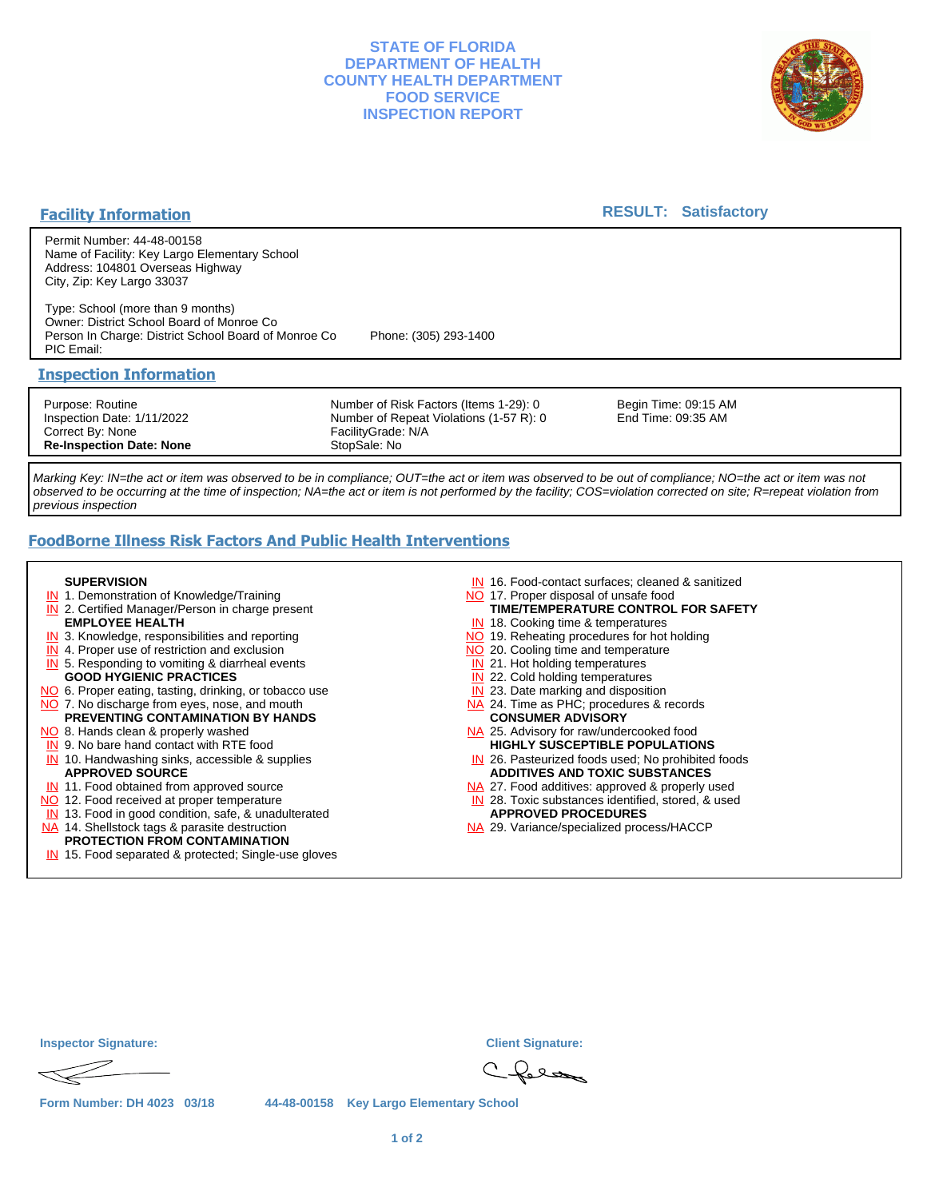# STATE OF FLORIDA
# DEPARTMENT OF HEALTH
# COUNTY HEALTH DEPARTMENT
# FOOD SERVICE
# INSPECTION REPORT

## Facility Information

**RESULT: Satisfactory**

Permit Number: 44-48-00158
Name of Facility: Key Largo Elementary School
Address: 104801 Overseas Highway
City, Zip: Key Largo 33037

Type: School (more than 9 months)
Owner: District School Board of Monroe Co
Person In Charge: District School Board of Monroe Co Phone: (305) 293-1400
PIC Email:

## Inspection Information

| | | |
|---|---|---|
| Purpose: Routine | Number of Risk Factors (Items 1-29): 0 | Begin Time: 09:15 AM |
| Inspection Date: 1/11/2022 | Number of Repeat Violations (1-57 R): 0 | End Time: 09:35 AM |
| Correct By: None | FacilityGrade: N/A | |
| **Re-Inspection Date: None** | StopSale: No | |

*Marking Key: IN=the act or item was observed to be in compliance; OUT=the act or item was observed to be out of compliance; NO=the act or item was not observed to be occurring at the time of inspection; NA=the act or item is not performed by the facility; COS=violation corrected on site; R=repeat violation from previous inspection*

## FoodBorne Illness Risk Factors And Public Health Interventions

**SUPERVISION**
- IN 1. Demonstration of Knowledge/Training
- IN 2. Certified Manager/Person in charge present

**EMPLOYEE HEALTH**
- IN 3. Knowledge, responsibilities and reporting
- IN 4. Proper use of restriction and exclusion
- IN 5. Responding to vomiting & diarrheal events

**GOOD HYGIENIC PRACTICES**
- NO 6. Proper eating, tasting, drinking, or tobacco use
- NO 7. No discharge from eyes, nose, and mouth

**PREVENTING CONTAMINATION BY HANDS**
- NO 8. Hands clean & properly washed
- IN 9. No bare hand contact with RTE food
- IN 10. Handwashing sinks, accessible & supplies

**APPROVED SOURCE**
- IN 11. Food obtained from approved source
- NO 12. Food received at proper temperature
- IN 13. Food in good condition, safe, & unadulterated
- NA 14. Shellstock tags & parasite destruction

**PROTECTION FROM CONTAMINATION**
- IN 15. Food separated & protected; Single-use gloves
- IN 16. Food-contact surfaces; cleaned & sanitized
- NO 17. Proper disposal of unsafe food

**TIME/TEMPERATURE CONTROL FOR SAFETY**
- IN 18. Cooking time & temperatures
- NO 19. Reheating procedures for hot holding
- NO 20. Cooling time and temperature
- IN 21. Hot holding temperatures
- IN 22. Cold holding temperatures
- IN 23. Date marking and disposition
- NA 24. Time as PHC; procedures & records

**CONSUMER ADVISORY**
- NA 25. Advisory for raw/undercooked food

**HIGHLY SUSCEPTIBLE POPULATIONS**
- IN 26. Pasteurized foods used; No prohibited foods

**ADDITIVES AND TOXIC SUBSTANCES**
- NA 27. Food additives: approved & properly used
- IN 28. Toxic substances identified, stored, & used

**APPROVED PROCEDURES**
- NA 29. Variance/specialized process/HACCP

**Inspector Signature:**

**Client Signature:**

**Form Number: DH 4023 03/18** 44-48-00158 Key Largo Elementary School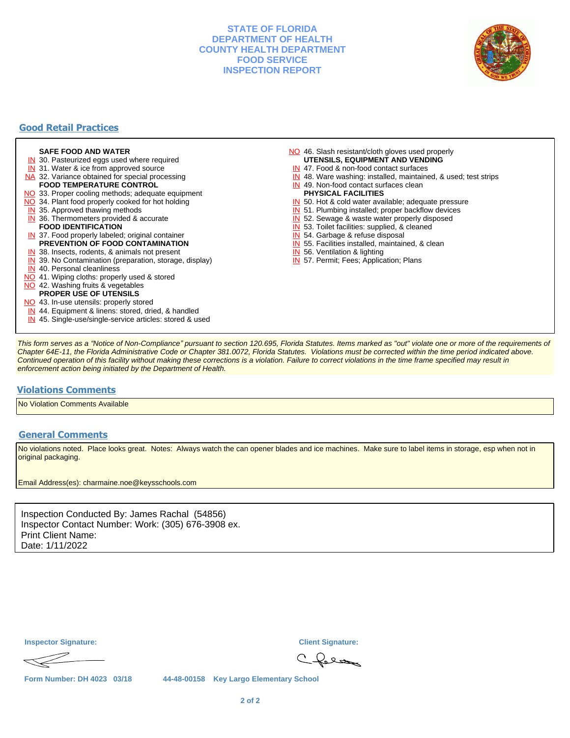**STATE OF FLORIDA**
**DEPARTMENT OF HEALTH**
**COUNTY HEALTH DEPARTMENT**
**FOOD SERVICE**
**INSPECTION REPORT**

## Good Retail Practices

**SAFE FOOD AND WATER**

- IN 30. Pasteurized eggs used where required
- IN 31. Water & ice from approved source
- NA 32. Variance obtained for special processing

**FOOD TEMPERATURE CONTROL**

- NO 33. Proper cooling methods; adequate equipment
- NO 34. Plant food properly cooked for hot holding
- IN 35. Approved thawing methods
- IN 36. Thermometers provided & accurate

**FOOD IDENTIFICATION**

- IN 37. Food properly labeled; original container

**PREVENTION OF FOOD CONTAMINATION**

- IN 38. Insects, rodents, & animals not present
- IN 39. No Contamination (preparation, storage, display)
- IN 40. Personal cleanliness
- NO 41. Wiping cloths: properly used & stored
- NO 42. Washing fruits & vegetables

**PROPER USE OF UTENSILS**

- NO 43. In-use utensils: properly stored
- IN 44. Equipment & linens: stored, dried, & handled
- IN 45. Single-use/single-service articles: stored & used
- NO 46. Slash resistant/cloth gloves used properly

**UTENSILS, EQUIPMENT AND VENDING**

- IN 47. Food & non-food contact surfaces
- IN 48. Ware washing: installed, maintained, & used; test strips
- IN 49. Non-food contact surfaces clean

**PHYSICAL FACILITIES**

- IN 50. Hot & cold water available; adequate pressure
- IN 51. Plumbing installed; proper backflow devices
- IN 52. Sewage & waste water properly disposed
- IN 53. Toilet facilities: supplied, & cleaned
- IN 54. Garbage & refuse disposal
- IN 55. Facilities installed, maintained, & clean
- IN 56. Ventilation & lighting
- IN 57. Permit; Fees; Application; Plans

*This form serves as a "Notice of Non-Compliance" pursuant to section 120.695, Florida Statutes. Items marked as "out" violate one or more of the requirements of Chapter 64E-11, the Florida Administrative Code or Chapter 381.0072, Florida Statutes. Violations must be corrected within the time period indicated above. Continued operation of this facility without making these corrections is a violation. Failure to correct violations in the time frame specified may result in enforcement action being initiated by the Department of Health.*

## Violations Comments

No Violation Comments Available

## General Comments

No violations noted. Place looks great. Notes: Always watch the can opener blades and ice machines. Make sure to label items in storage, esp when not in original packaging.

Email Address(es): charmaine.noe@keysschools.com

Inspection Conducted By: James Rachal (54856)
Inspector Contact Number: Work: (305) 676-3908 ex.
Print Client Name:
Date: 1/11/2022

**Inspector Signature:** **Client Signature:**

**Form Number: DH 4023 03/18** **44-48-00158 Key Largo Elementary School**